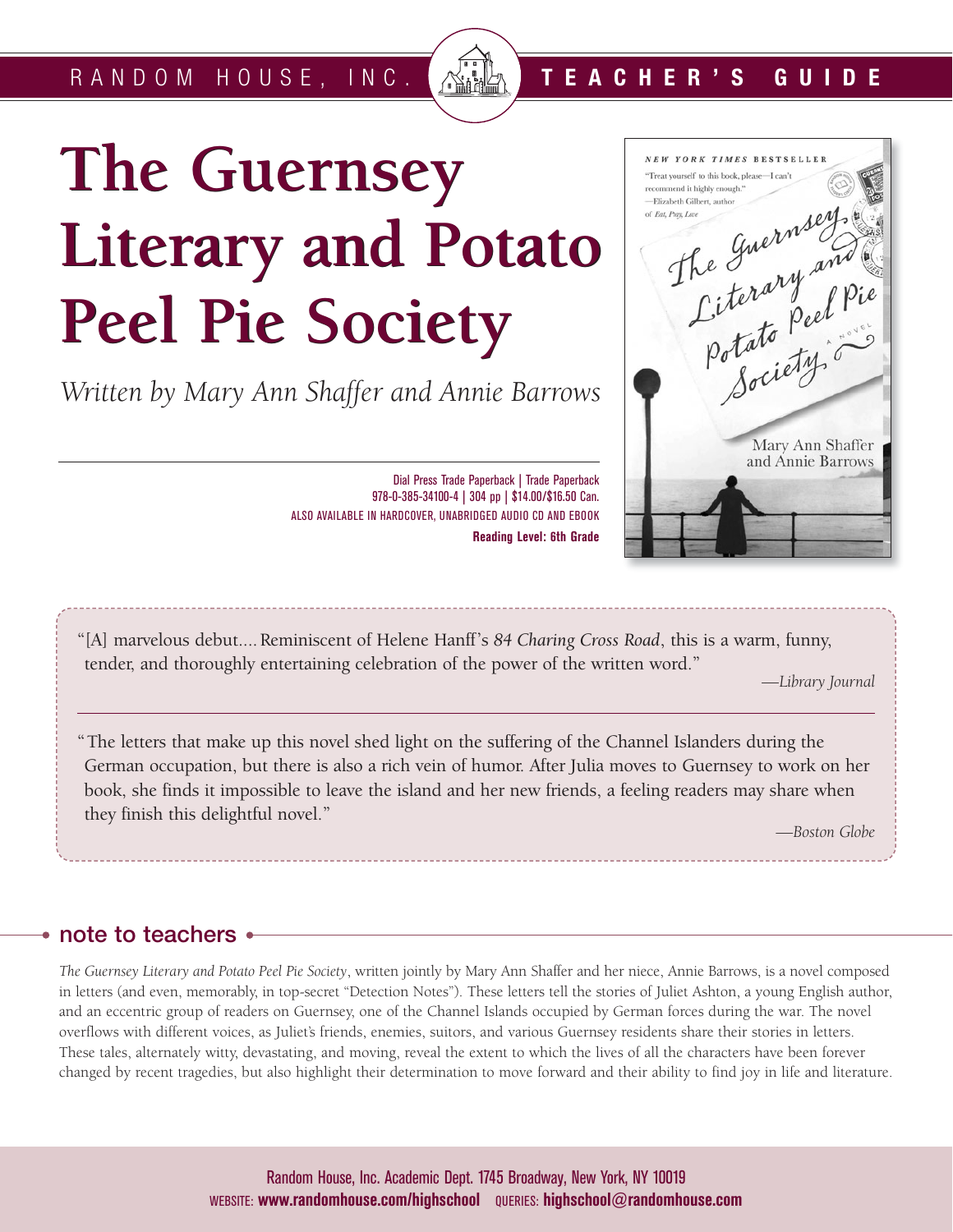RANDOM HOUSE, INC. **TEACHER'S GUIDE**

# The Guernsey Literary and Potato Peel Pie Society

*Written by Mary Ann Shaffer and Annie Barrows*

Dial Press Trade Paperback | Trade Paperback
978-0-385-34100-4 | 304 pp | $14.00/$16.50 Can.
ALSO AVAILABLE IN HARDCOVER, UNABRIDGED AUDIO CD AND EBOOK
**Reading Level: 6th Grade**

"[A] marvelous debut.... Reminiscent of Helene Hanff's *84 Charing Cross Road*, this is a warm, funny, tender, and thoroughly entertaining celebration of the power of the written word."

—*Library Journal*

"The letters that make up this novel shed light on the suffering of the Channel Islanders during the German occupation, but there is also a rich vein of humor. After Julia moves to Guernsey to work on her book, she finds it impossible to leave the island and her new friends, a feeling readers may share when they finish this delightful novel."

—*Boston Globe*

## note to teachers

*The Guernsey Literary and Potato Peel Pie Society*, written jointly by Mary Ann Shaffer and her niece, Annie Barrows, is a novel composed in letters (and even, memorably, in top-secret "Detection Notes"). These letters tell the stories of Juliet Ashton, a young English author, and an eccentric group of readers on Guernsey, one of the Channel Islands occupied by German forces during the war. The novel overflows with different voices, as Juliet's friends, enemies, suitors, and various Guernsey residents share their stories in letters. These tales, alternately witty, devastating, and moving, reveal the extent to which the lives of all the characters have been forever changed by recent tragedies, but also highlight their determination to move forward and their ability to find joy in life and literature.

Random House, Inc. Academic Dept. 1745 Broadway, New York, NY 10019
WEBSITE: **www.randomhouse.com/highschool** QUERIES: **highschool@randomhouse.com**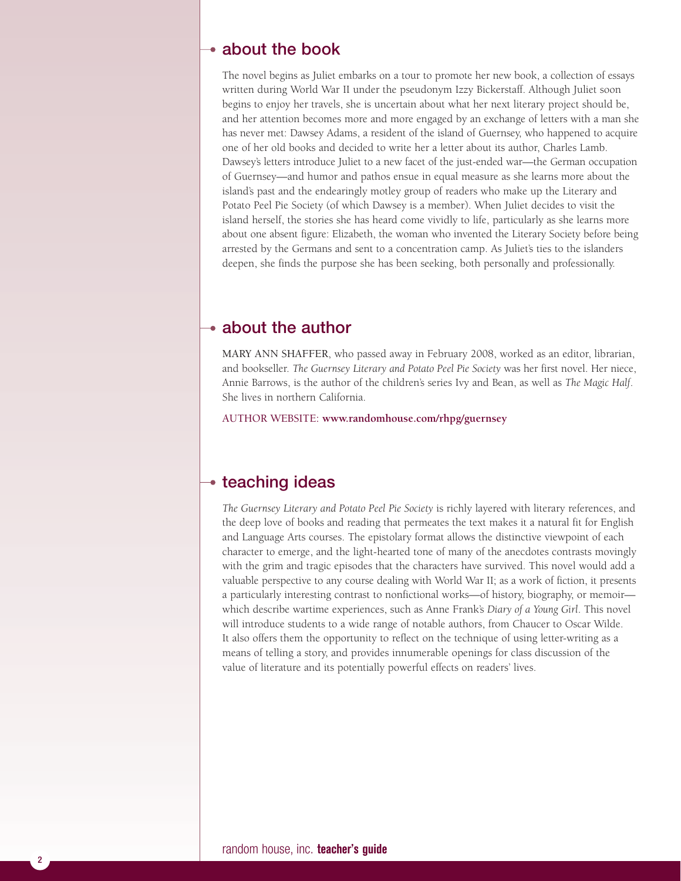## about the book

The novel begins as Juliet embarks on a tour to promote her new book, a collection of essays written during World War II under the pseudonym Izzy Bickerstaff. Although Juliet soon begins to enjoy her travels, she is uncertain about what her next literary project should be, and her attention becomes more and more engaged by an exchange of letters with a man she has never met: Dawsey Adams, a resident of the island of Guernsey, who happened to acquire one of her old books and decided to write her a letter about its author, Charles Lamb. Dawsey's letters introduce Juliet to a new facet of the just-ended war—the German occupation of Guernsey—and humor and pathos ensue in equal measure as she learns more about the island's past and the endearingly motley group of readers who make up the Literary and Potato Peel Pie Society (of which Dawsey is a member). When Juliet decides to visit the island herself, the stories she has heard come vividly to life, particularly as she learns more about one absent figure: Elizabeth, the woman who invented the Literary Society before being arrested by the Germans and sent to a concentration camp. As Juliet's ties to the islanders deepen, she finds the purpose she has been seeking, both personally and professionally.

## about the author

MARY ANN SHAFFER, who passed away in February 2008, worked as an editor, librarian, and bookseller. *The Guernsey Literary and Potato Peel Pie Society* was her first novel. Her niece, Annie Barrows, is the author of the children's series Ivy and Bean, as well as *The Magic Half*. She lives in northern California.

AUTHOR WEBSITE: **www.randomhouse.com/rhpg/guernsey**

## teaching ideas

*The Guernsey Literary and Potato Peel Pie Society* is richly layered with literary references, and the deep love of books and reading that permeates the text makes it a natural fit for English and Language Arts courses. The epistolary format allows the distinctive viewpoint of each character to emerge, and the light-hearted tone of many of the anecdotes contrasts movingly with the grim and tragic episodes that the characters have survived. This novel would add a valuable perspective to any course dealing with World War II; as a work of fiction, it presents a particularly interesting contrast to nonfictional works—of history, biography, or memoir—which describe wartime experiences, such as Anne Frank's *Diary of a Young Girl*. This novel will introduce students to a wide range of notable authors, from Chaucer to Oscar Wilde. It also offers them the opportunity to reflect on the technique of using letter-writing as a means of telling a story, and provides innumerable openings for class discussion of the value of literature and its potentially powerful effects on readers' lives.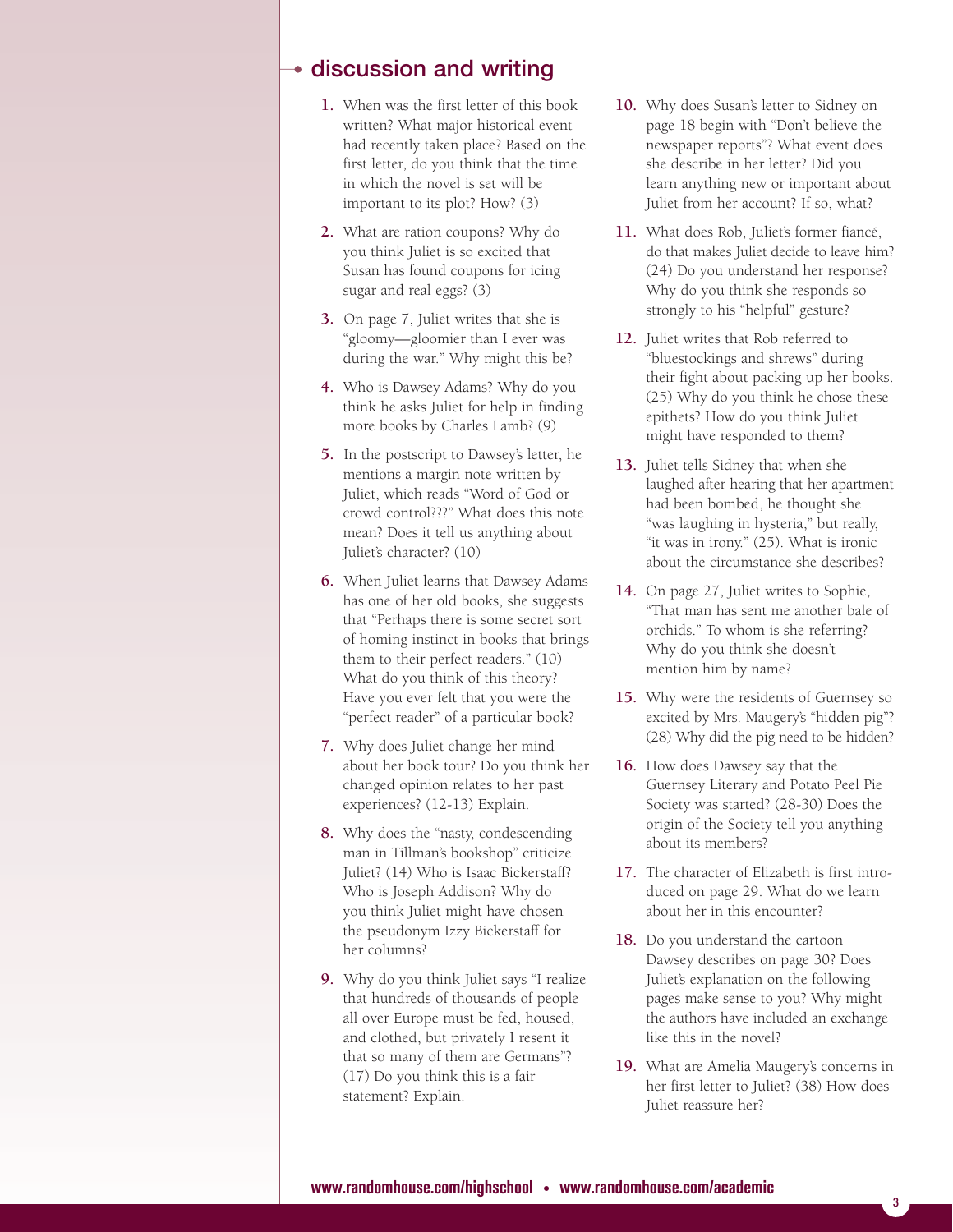## discussion and writing

1. When was the first letter of this book written? What major historical event had recently taken place? Based on the first letter, do you think that the time in which the novel is set will be important to its plot? How? (3)

2. What are ration coupons? Why do you think Juliet is so excited that Susan has found coupons for icing sugar and real eggs? (3)

3. On page 7, Juliet writes that she is "gloomy—gloomier than I ever was during the war." Why might this be?

4. Who is Dawsey Adams? Why do you think he asks Juliet for help in finding more books by Charles Lamb? (9)

5. In the postscript to Dawsey's letter, he mentions a margin note written by Juliet, which reads "Word of God or crowd control???" What does this note mean? Does it tell us anything about Juliet's character? (10)

6. When Juliet learns that Dawsey Adams has one of her old books, she suggests that "Perhaps there is some secret sort of homing instinct in books that brings them to their perfect readers." (10) What do you think of this theory? Have you ever felt that you were the "perfect reader" of a particular book?

7. Why does Juliet change her mind about her book tour? Do you think her changed opinion relates to her past experiences? (12-13) Explain.

8. Why does the "nasty, condescending man in Tillman's bookshop" criticize Juliet? (14) Who is Isaac Bickerstaff? Who is Joseph Addison? Why do you think Juliet might have chosen the pseudonym Izzy Bickerstaff for her columns?

9. Why do you think Juliet says "I realize that hundreds of thousands of people all over Europe must be fed, housed, and clothed, but privately I resent it that so many of them are Germans"? (17) Do you think this is a fair statement? Explain.

10. Why does Susan's letter to Sidney on page 18 begin with "Don't believe the newspaper reports"? What event does she describe in her letter? Did you learn anything new or important about Juliet from her account? If so, what?

11. What does Rob, Juliet's former fiancé, do that makes Juliet decide to leave him? (24) Do you understand her response? Why do you think she responds so strongly to his "helpful" gesture?

12. Juliet writes that Rob referred to "bluestockings and shrews" during their fight about packing up her books. (25) Why do you think he chose these epithets? How do you think Juliet might have responded to them?

13. Juliet tells Sidney that when she laughed after hearing that her apartment had been bombed, he thought she "was laughing in hysteria," but really, "it was in irony." (25). What is ironic about the circumstance she describes?

14. On page 27, Juliet writes to Sophie, "That man has sent me another bale of orchids." To whom is she referring? Why do you think she doesn't mention him by name?

15. Why were the residents of Guernsey so excited by Mrs. Maugery's "hidden pig"? (28) Why did the pig need to be hidden?

16. How does Dawsey say that the Guernsey Literary and Potato Peel Pie Society was started? (28-30) Does the origin of the Society tell you anything about its members?

17. The character of Elizabeth is first introduced on page 29. What do we learn about her in this encounter?

18. Do you understand the cartoon Dawsey describes on page 30? Does Juliet's explanation on the following pages make sense to you? Why might the authors have included an exchange like this in the novel?

19. What are Amelia Maugery's concerns in her first letter to Juliet? (38) How does Juliet reassure her?

**www.randomhouse.com/highschool • www.randomhouse.com/academic**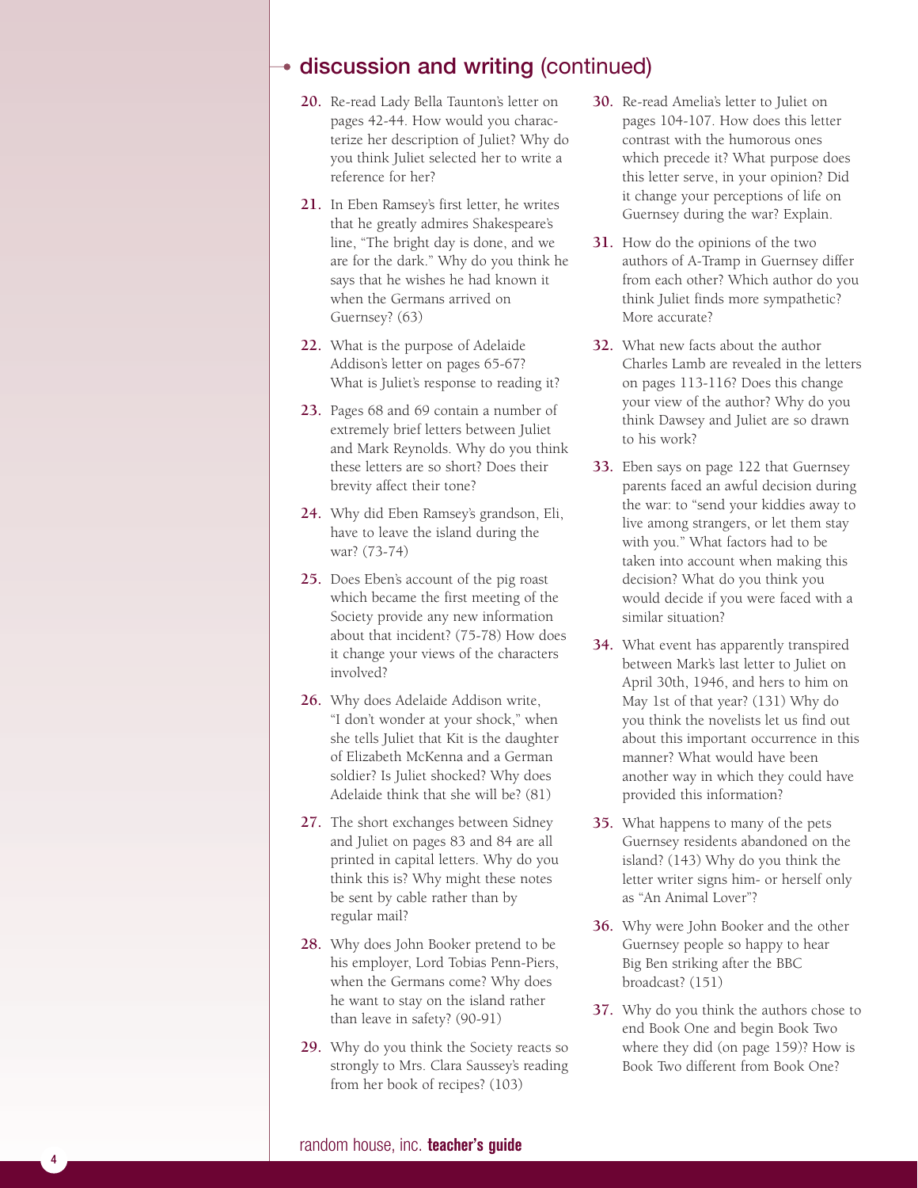## discussion and writing (continued)

20. Re-read Lady Bella Taunton's letter on pages 42-44. How would you characterize her description of Juliet? Why do you think Juliet selected her to write a reference for her?

21. In Eben Ramsey's first letter, he writes that he greatly admires Shakespeare's line, "The bright day is done, and we are for the dark." Why do you think he says that he wishes he had known it when the Germans arrived on Guernsey? (63)

22. What is the purpose of Adelaide Addison's letter on pages 65-67? What is Juliet's response to reading it?

23. Pages 68 and 69 contain a number of extremely brief letters between Juliet and Mark Reynolds. Why do you think these letters are so short? Does their brevity affect their tone?

24. Why did Eben Ramsey's grandson, Eli, have to leave the island during the war? (73-74)

25. Does Eben's account of the pig roast which became the first meeting of the Society provide any new information about that incident? (75-78) How does it change your views of the characters involved?

26. Why does Adelaide Addison write, "I don't wonder at your shock," when she tells Juliet that Kit is the daughter of Elizabeth McKenna and a German soldier? Is Juliet shocked? Why does Adelaide think that she will be? (81)

27. The short exchanges between Sidney and Juliet on pages 83 and 84 are all printed in capital letters. Why do you think this is? Why might these notes be sent by cable rather than by regular mail?

28. Why does John Booker pretend to be his employer, Lord Tobias Penn-Piers, when the Germans come? Why does he want to stay on the island rather than leave in safety? (90-91)

29. Why do you think the Society reacts so strongly to Mrs. Clara Saussey's reading from her book of recipes? (103)

30. Re-read Amelia's letter to Juliet on pages 104-107. How does this letter contrast with the humorous ones which precede it? What purpose does this letter serve, in your opinion? Did it change your perceptions of life on Guernsey during the war? Explain.

31. How do the opinions of the two authors of A-Tramp in Guernsey differ from each other? Which author do you think Juliet finds more sympathetic? More accurate?

32. What new facts about the author Charles Lamb are revealed in the letters on pages 113-116? Does this change your view of the author? Why do you think Dawsey and Juliet are so drawn to his work?

33. Eben says on page 122 that Guernsey parents faced an awful decision during the war: to "send your kiddies away to live among strangers, or let them stay with you." What factors had to be taken into account when making this decision? What do you think you would decide if you were faced with a similar situation?

34. What event has apparently transpired between Mark's last letter to Juliet on April 30th, 1946, and hers to him on May 1st of that year? (131) Why do you think the novelists let us find out about this important occurrence in this manner? What would have been another way in which they could have provided this information?

35. What happens to many of the pets Guernsey residents abandoned on the island? (143) Why do you think the letter writer signs him- or herself only as "An Animal Lover"?

36. Why were John Booker and the other Guernsey people so happy to hear Big Ben striking after the BBC broadcast? (151)

37. Why do you think the authors chose to end Book One and begin Book Two where they did (on page 159)? How is Book Two different from Book One?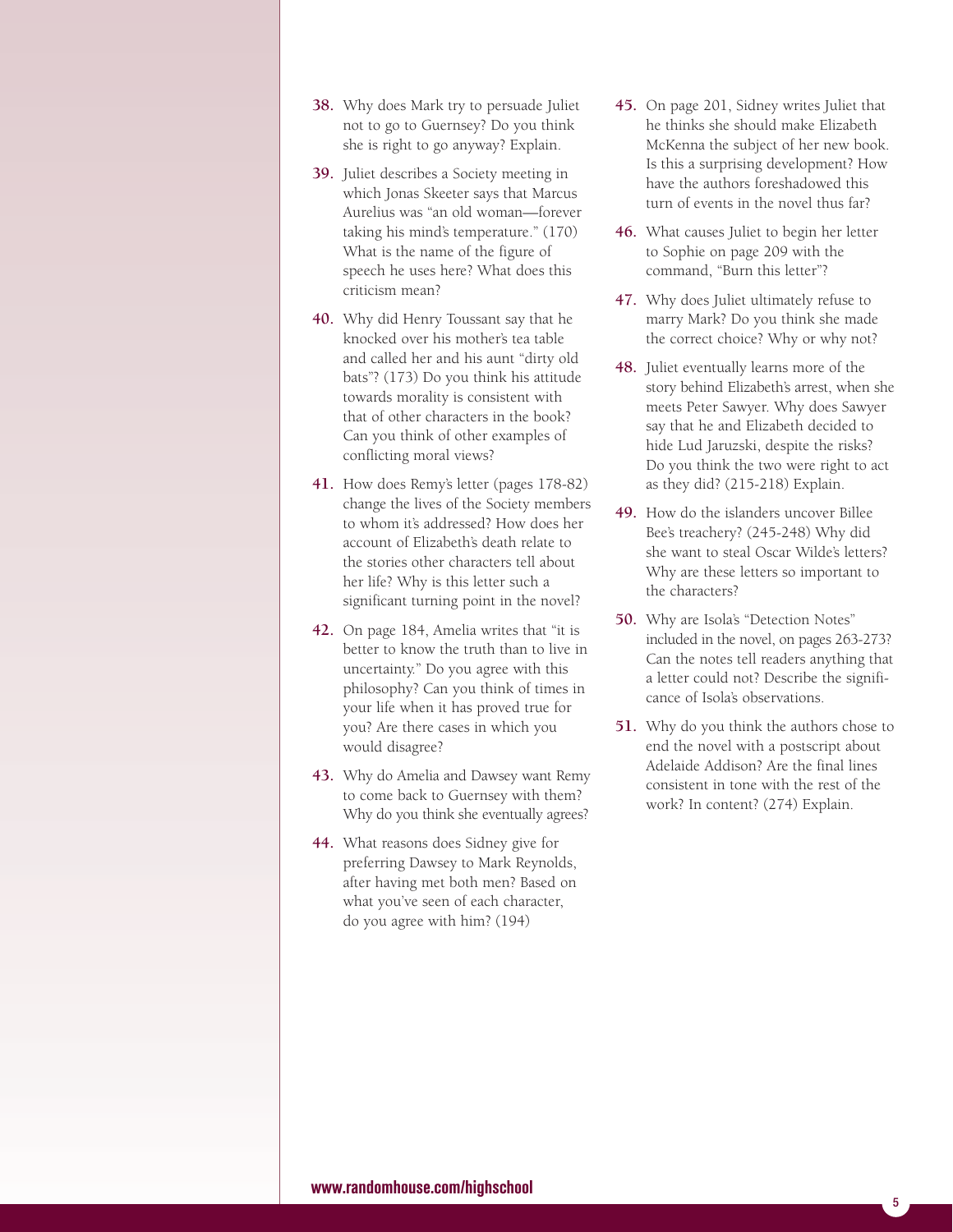38. Why does Mark try to persuade Juliet not to go to Guernsey? Do you think she is right to go anyway? Explain.

39. Juliet describes a Society meeting in which Jonas Skeeter says that Marcus Aurelius was "an old woman—forever taking his mind's temperature." (170) What is the name of the figure of speech he uses here? What does this criticism mean?

40. Why did Henry Toussant say that he knocked over his mother's tea table and called her and his aunt "dirty old bats"? (173) Do you think his attitude towards morality is consistent with that of other characters in the book? Can you think of other examples of conflicting moral views?

41. How does Remy's letter (pages 178-82) change the lives of the Society members to whom it's addressed? How does her account of Elizabeth's death relate to the stories other characters tell about her life? Why is this letter such a significant turning point in the novel?

42. On page 184, Amelia writes that "it is better to know the truth than to live in uncertainty." Do you agree with this philosophy? Can you think of times in your life when it has proved true for you? Are there cases in which you would disagree?

43. Why do Amelia and Dawsey want Remy to come back to Guernsey with them? Why do you think she eventually agrees?

44. What reasons does Sidney give for preferring Dawsey to Mark Reynolds, after having met both men? Based on what you've seen of each character, do you agree with him? (194)

45. On page 201, Sidney writes Juliet that he thinks she should make Elizabeth McKenna the subject of her new book. Is this a surprising development? How have the authors foreshadowed this turn of events in the novel thus far?

46. What causes Juliet to begin her letter to Sophie on page 209 with the command, "Burn this letter"?

47. Why does Juliet ultimately refuse to marry Mark? Do you think she made the correct choice? Why or why not?

48. Juliet eventually learns more of the story behind Elizabeth's arrest, when she meets Peter Sawyer. Why does Sawyer say that he and Elizabeth decided to hide Lud Jaruzski, despite the risks? Do you think the two were right to act as they did? (215-218) Explain.

49. How do the islanders uncover Billee Bee's treachery? (245-248) Why did she want to steal Oscar Wilde's letters? Why are these letters so important to the characters?

50. Why are Isola's "Detection Notes" included in the novel, on pages 263-273? Can the notes tell readers anything that a letter could not? Describe the significance of Isola's observations.

51. Why do you think the authors chose to end the novel with a postscript about Adelaide Addison? Are the final lines consistent in tone with the rest of the work? In content? (274) Explain.

www.randomhouse.com/highschool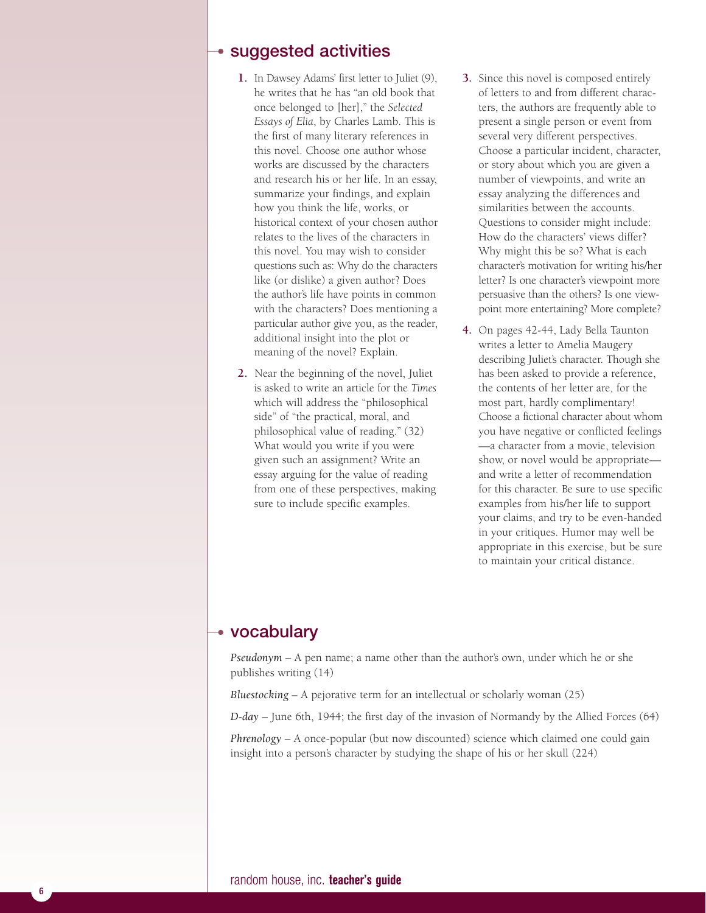## suggested activities

1. In Dawsey Adams' first letter to Juliet (9), he writes that he has "an old book that once belonged to [her]," the *Selected Essays of Elia*, by Charles Lamb. This is the first of many literary references in this novel. Choose one author whose works are discussed by the characters and research his or her life. In an essay, summarize your findings, and explain how you think the life, works, or historical context of your chosen author relates to the lives of the characters in this novel. You may wish to consider questions such as: Why do the characters like (or dislike) a given author? Does the author's life have points in common with the characters? Does mentioning a particular author give you, as the reader, additional insight into the plot or meaning of the novel? Explain.

2. Near the beginning of the novel, Juliet is asked to write an article for the *Times* which will address the "philosophical side" of "the practical, moral, and philosophical value of reading." (32) What would you write if you were given such an assignment? Write an essay arguing for the value of reading from one of these perspectives, making sure to include specific examples.

3. Since this novel is composed entirely of letters to and from different characters, the authors are frequently able to present a single person or event from several very different perspectives. Choose a particular incident, character, or story about which you are given a number of viewpoints, and write an essay analyzing the differences and similarities between the accounts. Questions to consider might include: How do the characters' views differ? Why might this be so? What is each character's motivation for writing his/her letter? Is one character's viewpoint more persuasive than the others? Is one viewpoint more entertaining? More complete?

4. On pages 42-44, Lady Bella Taunton writes a letter to Amelia Maugery describing Juliet's character. Though she has been asked to provide a reference, the contents of her letter are, for the most part, hardly complimentary! Choose a fictional character about whom you have negative or conflicted feelings—a character from a movie, television show, or novel would be appropriate—and write a letter of recommendation for this character. Be sure to use specific examples from his/her life to support your claims, and try to be even-handed in your critiques. Humor may well be appropriate in this exercise, but be sure to maintain your critical distance.

## vocabulary

*Pseudonym* – A pen name; a name other than the author's own, under which he or she publishes writing (14)

*Bluestocking* – A pejorative term for an intellectual or scholarly woman (25)

*D-day* – June 6th, 1944; the first day of the invasion of Normandy by the Allied Forces (64)

*Phrenology* – A once-popular (but now discounted) science which claimed one could gain insight into a person's character by studying the shape of his or her skull (224)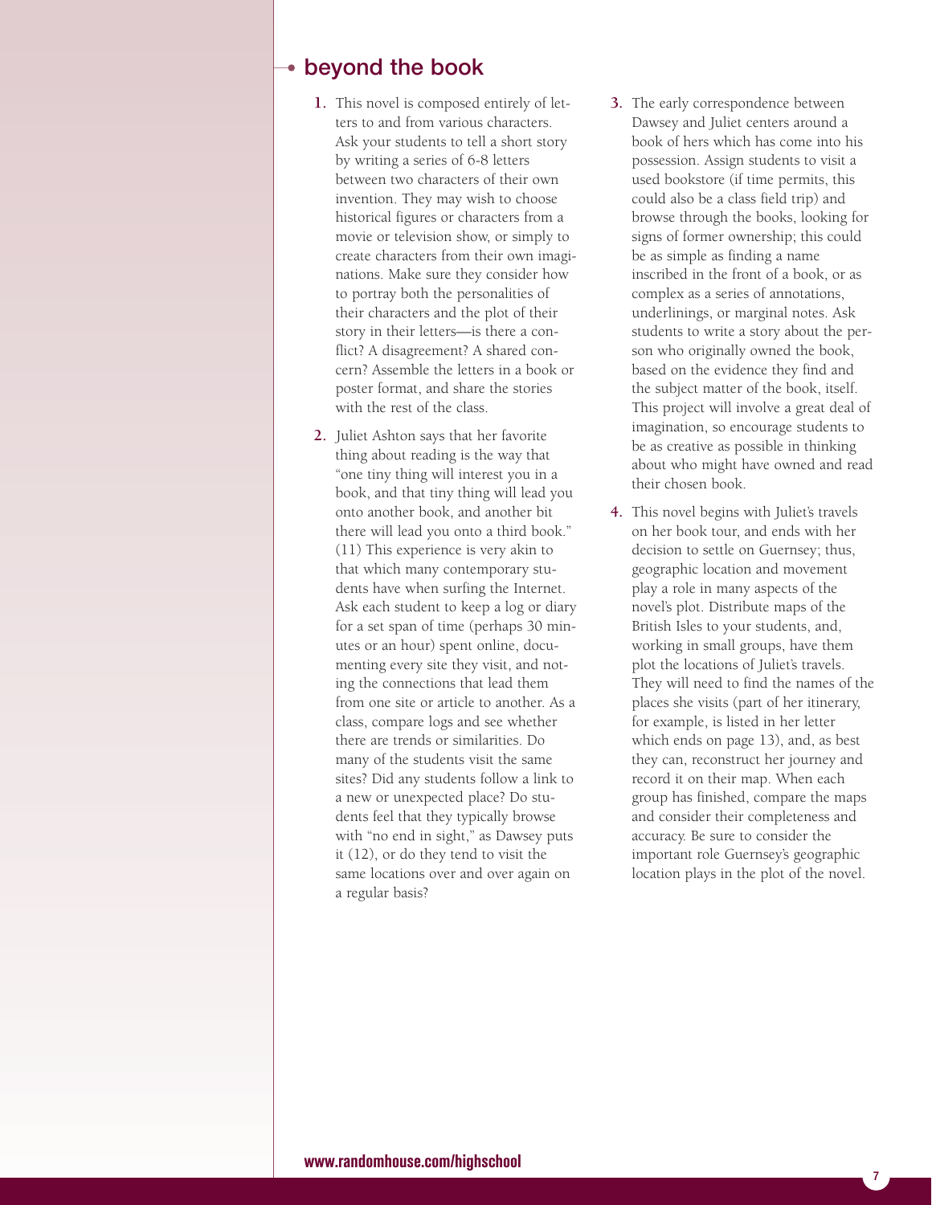## beyond the book

1. This novel is composed entirely of letters to and from various characters. Ask your students to tell a short story by writing a series of 6-8 letters between two characters of their own invention. They may wish to choose historical figures or characters from a movie or television show, or simply to create characters from their own imaginations. Make sure they consider how to portray both the personalities of their characters and the plot of their story in their letters—is there a conflict? A disagreement? A shared concern? Assemble the letters in a book or poster format, and share the stories with the rest of the class.

2. Juliet Ashton says that her favorite thing about reading is the way that "one tiny thing will interest you in a book, and that tiny thing will lead you onto another book, and another bit there will lead you onto a third book." (11) This experience is very akin to that which many contemporary students have when surfing the Internet. Ask each student to keep a log or diary for a set span of time (perhaps 30 minutes or an hour) spent online, documenting every site they visit, and noting the connections that lead them from one site or article to another. As a class, compare logs and see whether there are trends or similarities. Do many of the students visit the same sites? Did any students follow a link to a new or unexpected place? Do students feel that they typically browse with "no end in sight," as Dawsey puts it (12), or do they tend to visit the same locations over and over again on a regular basis?

3. The early correspondence between Dawsey and Juliet centers around a book of hers which has come into his possession. Assign students to visit a used bookstore (if time permits, this could also be a class field trip) and browse through the books, looking for signs of former ownership; this could be as simple as finding a name inscribed in the front of a book, or as complex as a series of annotations, underlinings, or marginal notes. Ask students to write a story about the person who originally owned the book, based on the evidence they find and the subject matter of the book, itself. This project will involve a great deal of imagination, so encourage students to be as creative as possible in thinking about who might have owned and read their chosen book.

4. This novel begins with Juliet's travels on her book tour, and ends with her decision to settle on Guernsey; thus, geographic location and movement play a role in many aspects of the novel's plot. Distribute maps of the British Isles to your students, and, working in small groups, have them plot the locations of Juliet's travels. They will need to find the names of the places she visits (part of her itinerary, for example, is listed in her letter which ends on page 13), and, as best they can, reconstruct her journey and record it on their map. When each group has finished, compare the maps and consider their completeness and accuracy. Be sure to consider the important role Guernsey's geographic location plays in the plot of the novel.

**www.randomhouse.com/highschool**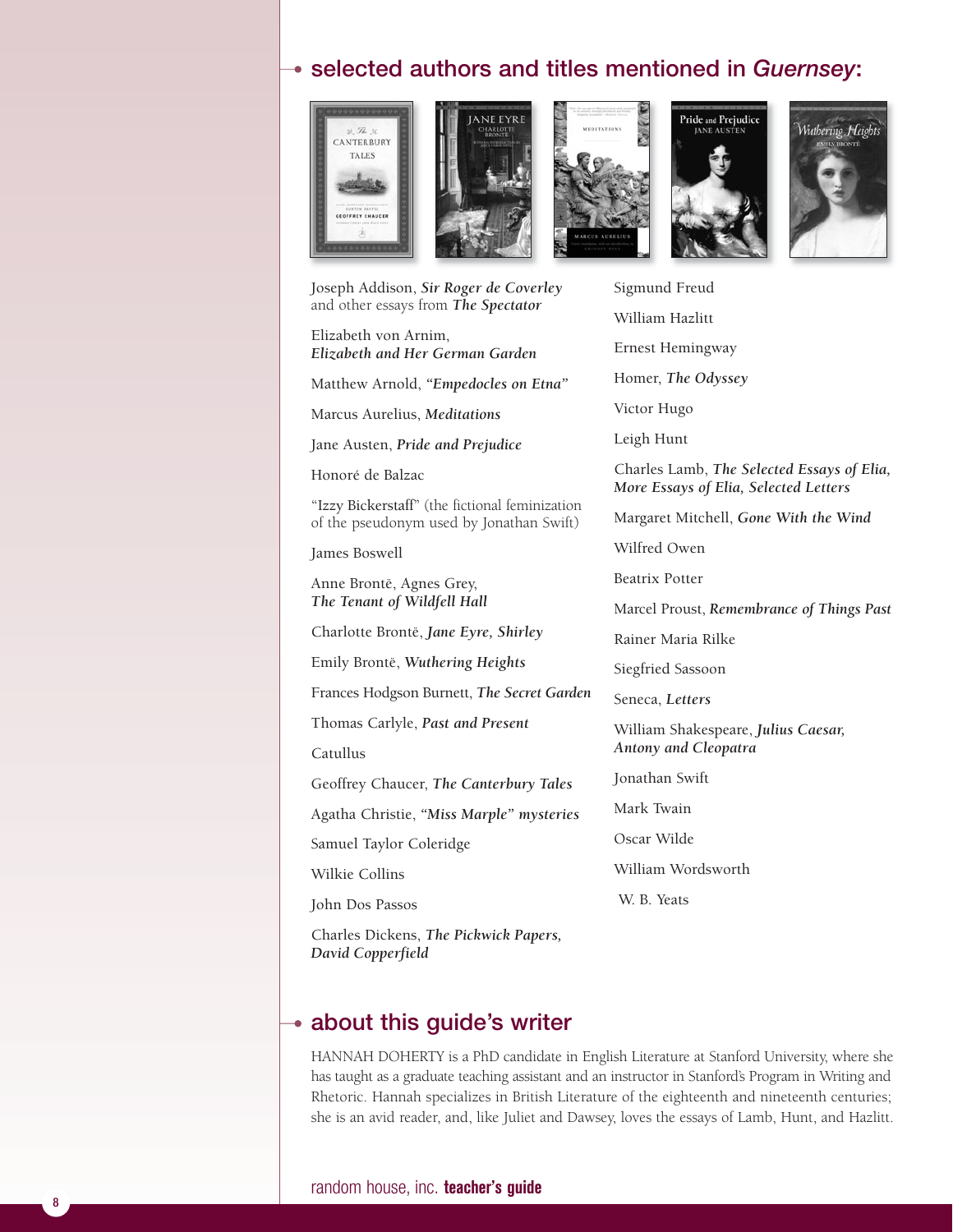## selected authors and titles mentioned in *Guernsey*:

Joseph Addison, ***Sir Roger de Coverley*** and other essays from ***The Spectator***

Elizabeth von Arnim, ***Elizabeth and Her German Garden***

Matthew Arnold, ***"Empedocles on Etna"***

Marcus Aurelius, ***Meditations***

Jane Austen, ***Pride and Prejudice***

Honoré de Balzac

"Izzy Bickerstaff" (the fictional feminization of the pseudonym used by Jonathan Swift)

James Boswell

Anne Brontë, Agnes Grey, ***The Tenant of Wildfell Hall***

Charlotte Brontë, ***Jane Eyre, Shirley***

Emily Brontë, ***Wuthering Heights***

Frances Hodgson Burnett, ***The Secret Garden***

Thomas Carlyle, ***Past and Present***

Catullus

Geoffrey Chaucer, ***The Canterbury Tales***

Agatha Christie, ***"Miss Marple" mysteries***

Samuel Taylor Coleridge

Wilkie Collins

John Dos Passos

Charles Dickens, ***The Pickwick Papers, David Copperfield***

Sigmund Freud

William Hazlitt

Ernest Hemingway

Homer, ***The Odyssey***

Victor Hugo

Leigh Hunt

Charles Lamb, ***The Selected Essays of Elia, More Essays of Elia, Selected Letters***

Margaret Mitchell, ***Gone With the Wind***

Wilfred Owen

Beatrix Potter

Marcel Proust, ***Remembrance of Things Past***

Rainer Maria Rilke

Siegfried Sassoon

Seneca, ***Letters***

William Shakespeare, ***Julius Caesar, Antony and Cleopatra***

Jonathan Swift

Mark Twain

Oscar Wilde

William Wordsworth

W. B. Yeats

## about this guide's writer

HANNAH DOHERTY is a PhD candidate in English Literature at Stanford University, where she has taught as a graduate teaching assistant and an instructor in Stanford's Program in Writing and Rhetoric. Hannah specializes in British Literature of the eighteenth and nineteenth centuries; she is an avid reader, and, like Juliet and Dawsey, loves the essays of Lamb, Hunt, and Hazlitt.

random house, inc. **teacher's guide**